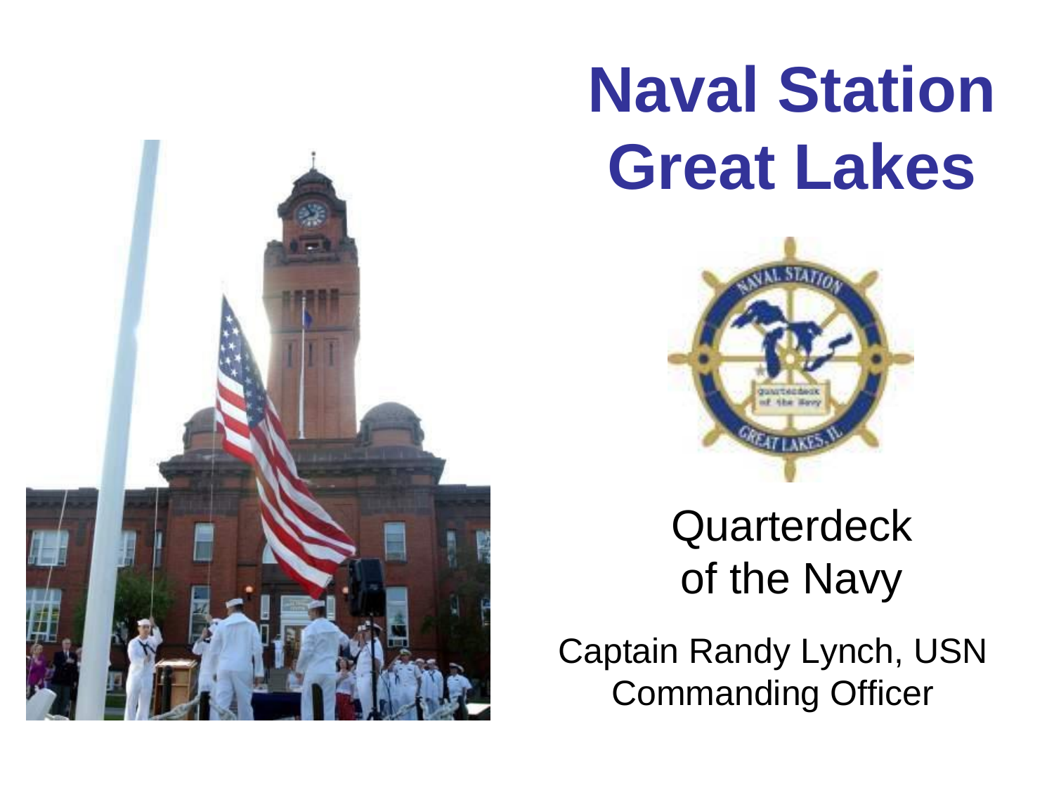# Naval Station Great Lakes

Quarterdeck of the Navy

Captain Randy Lynch, USN
Commanding Officer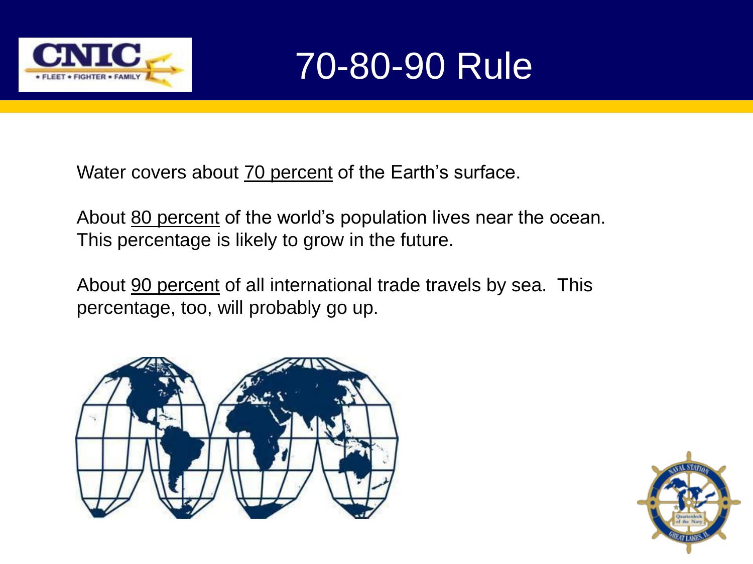# 70-80-90 Rule

Water covers about 70 percent of the Earth's surface.

About 80 percent of the world's population lives near the ocean. This percentage is likely to grow in the future.

About 90 percent of all international trade travels by sea. This percentage, too, will probably go up.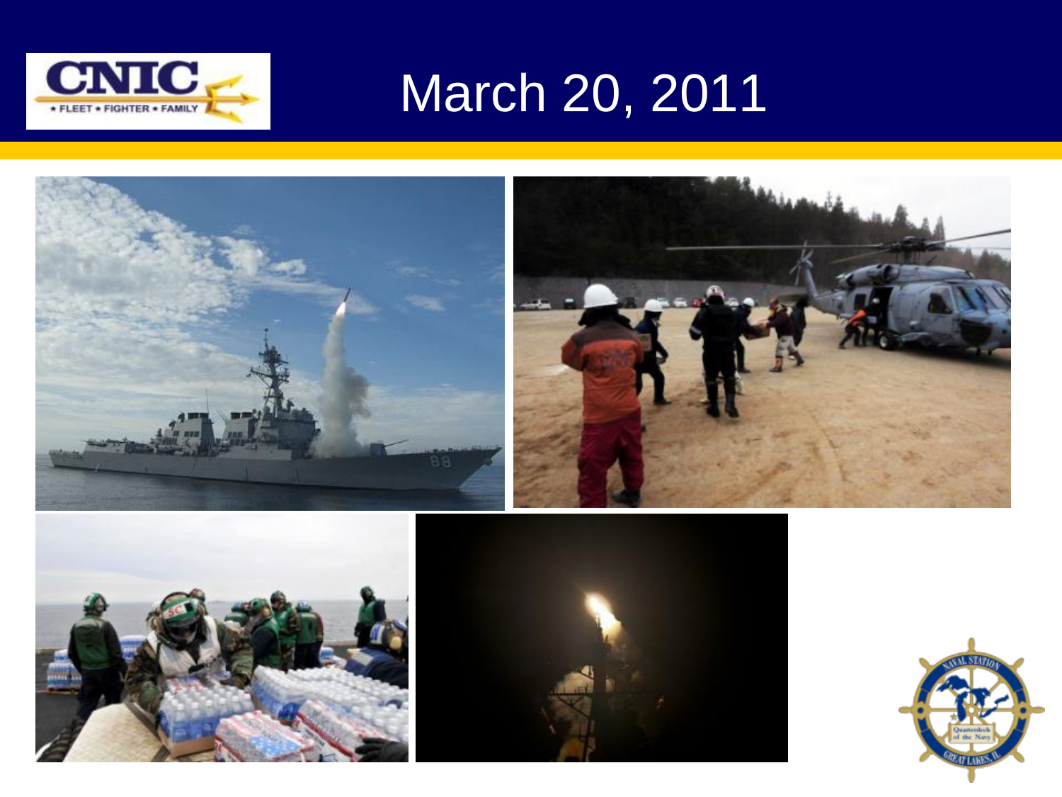# March 20, 2011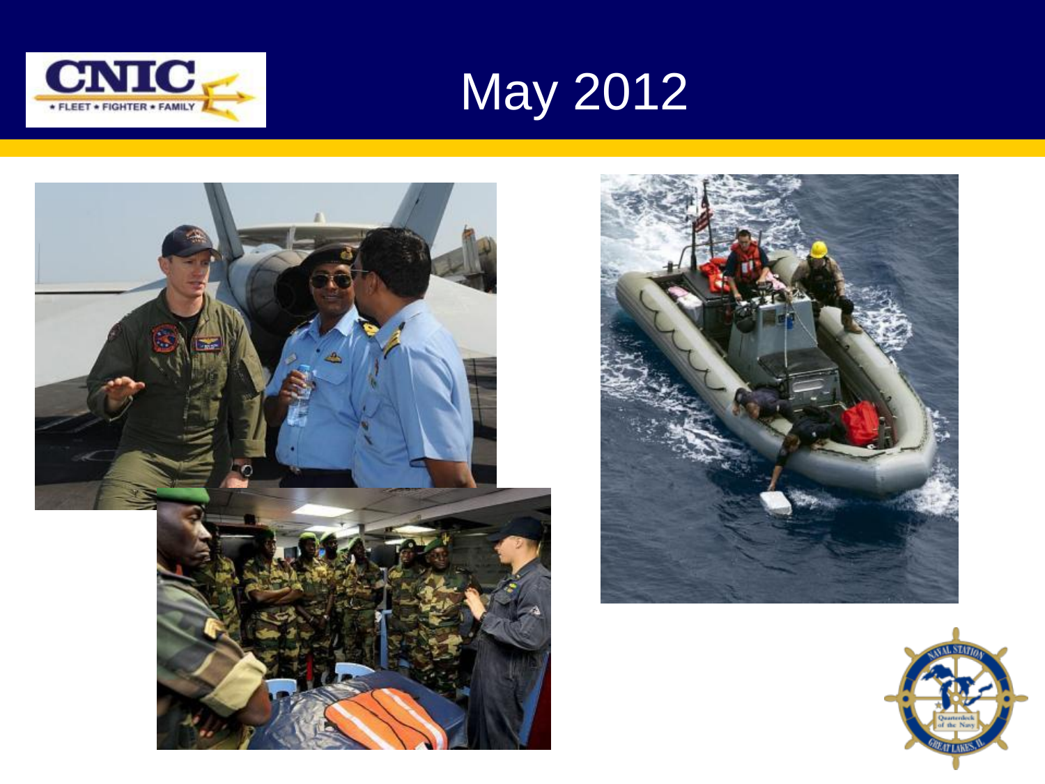# May 2012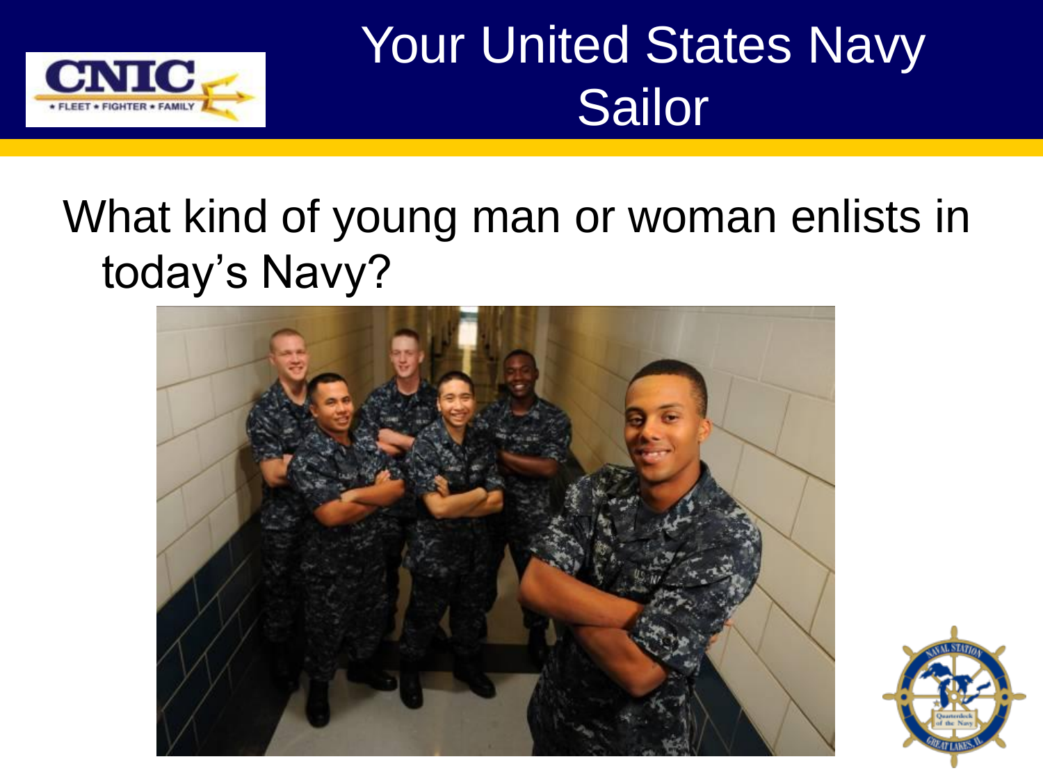# Your United States Navy Sailor

What kind of young man or woman enlists in today's Navy?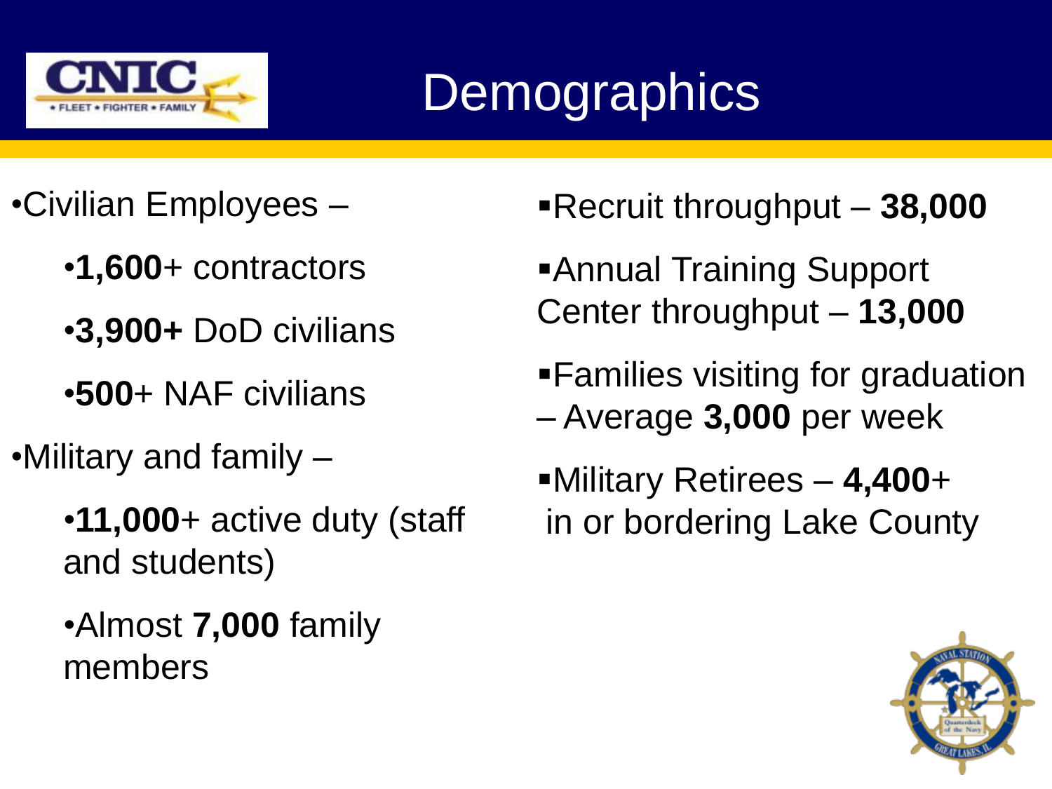# Demographics

- Civilian Employees –
  - **1,600**+ contractors
  - **3,900+** DoD civilians
  - **500**+ NAF civilians
- Military and family –
  - **11,000**+ active duty (staff and students)
  - Almost **7,000** family members

- Recruit throughput – **38,000**
- Annual Training Support Center throughput – **13,000**
- Families visiting for graduation – Average **3,000** per week
- Military Retirees – **4,400**+ in or bordering Lake County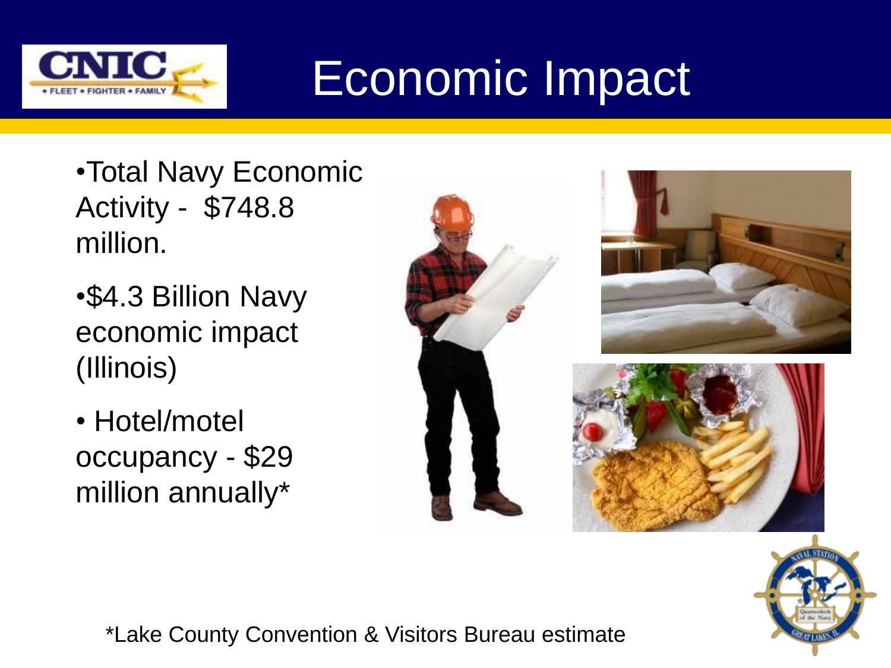# Economic Impact

- Total Navy Economic Activity - $748.8 million.
- $4.3 Billion Navy economic impact (Illinois)
- Hotel/motel occupancy - $29 million annually*

*Lake County Convention & Visitors Bureau estimate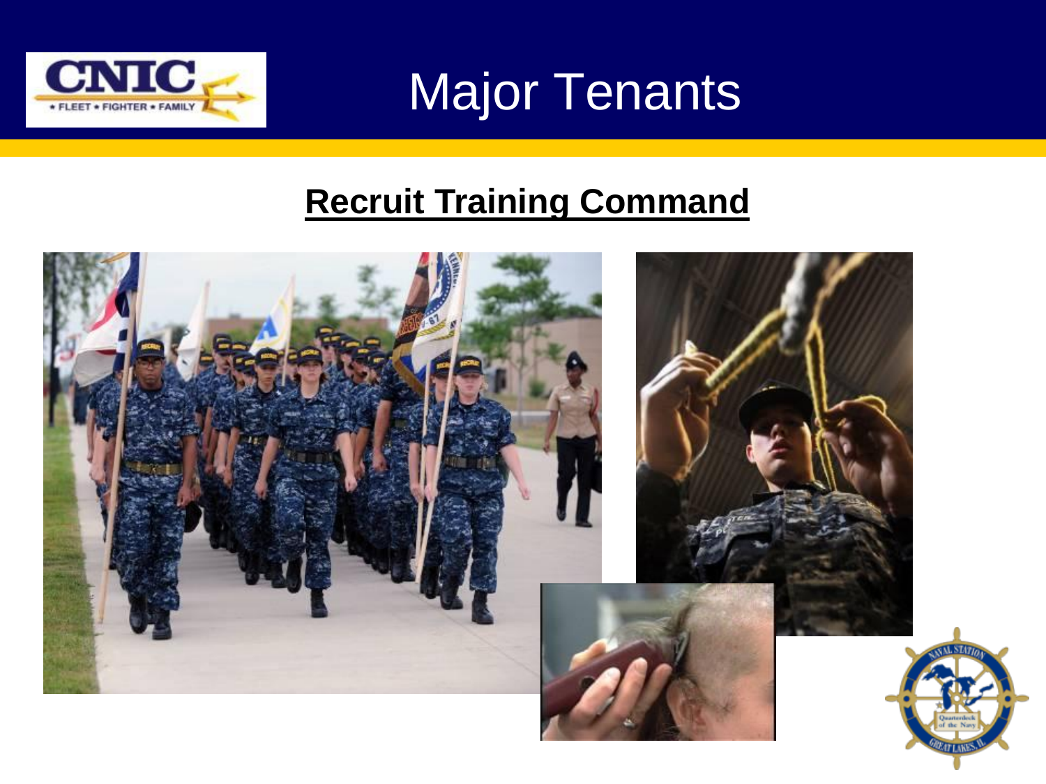# Major Tenants

## Recruit Training Command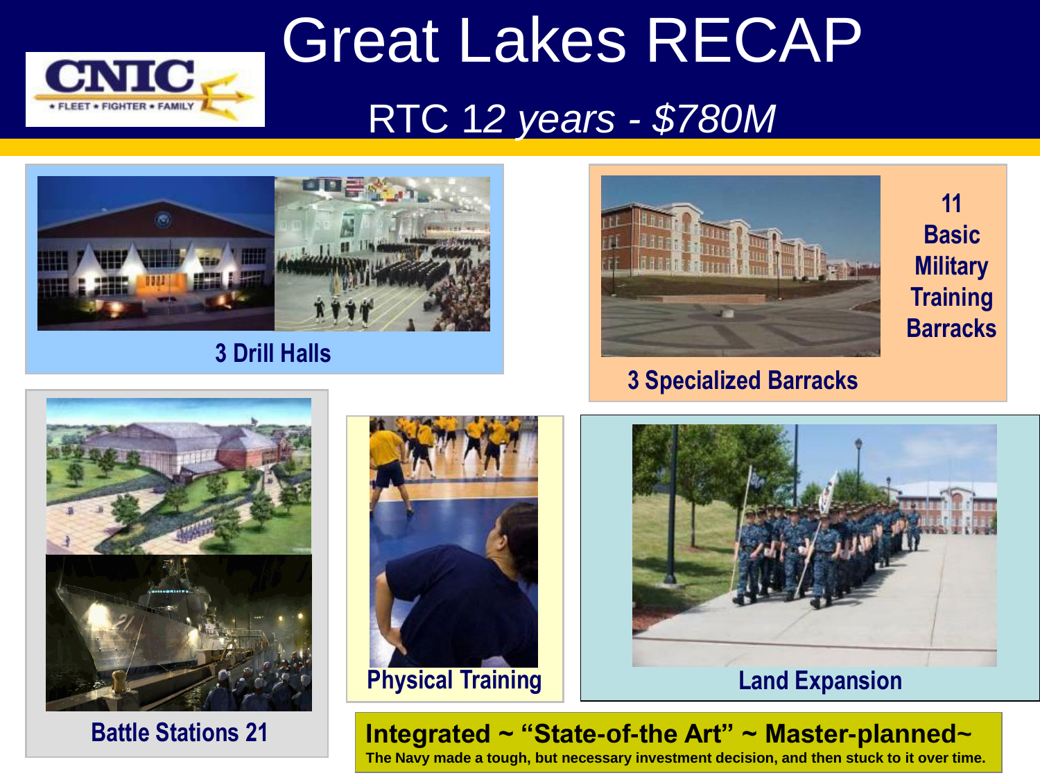# Great Lakes RECAP

## RTC 12 *years - $780M*

**3 Drill Halls**

**3 Specialized Barracks**

**11 Basic Military Training Barracks**

**Battle Stations 21**

**Physical Training**

**Land Expansion**

**Integrated ~ "State-of-the Art" ~ Master-planned~**

**The Navy made a tough, but necessary investment decision, and then stuck to it over time.**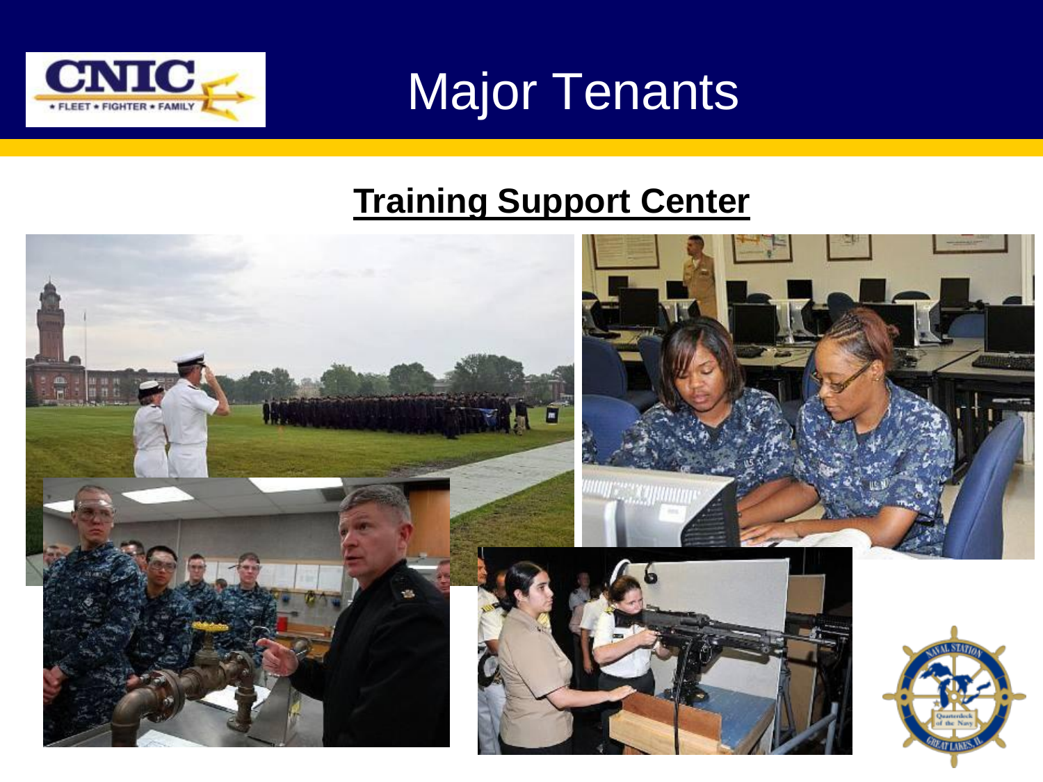# Major Tenants

## Training Support Center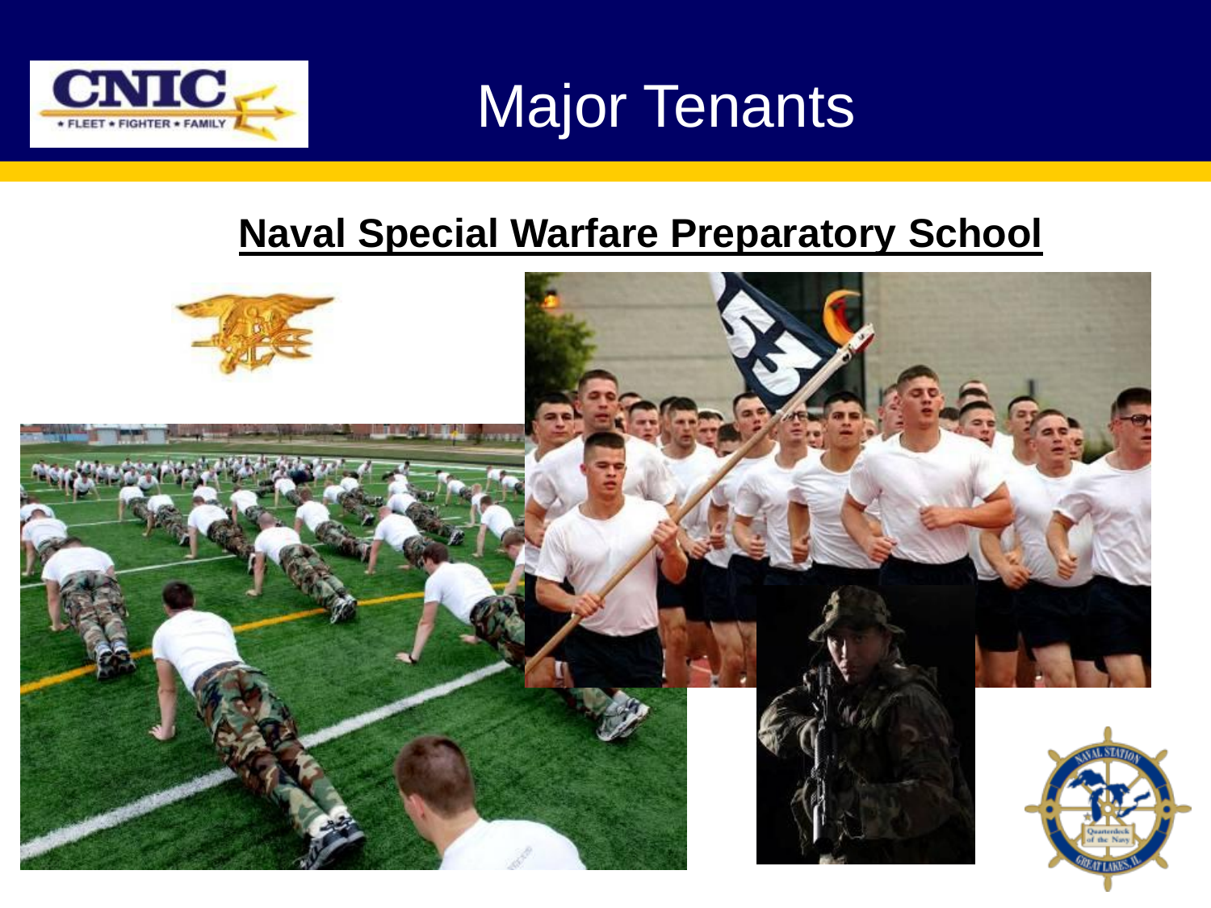# Major Tenants

## Naval Special Warfare Preparatory School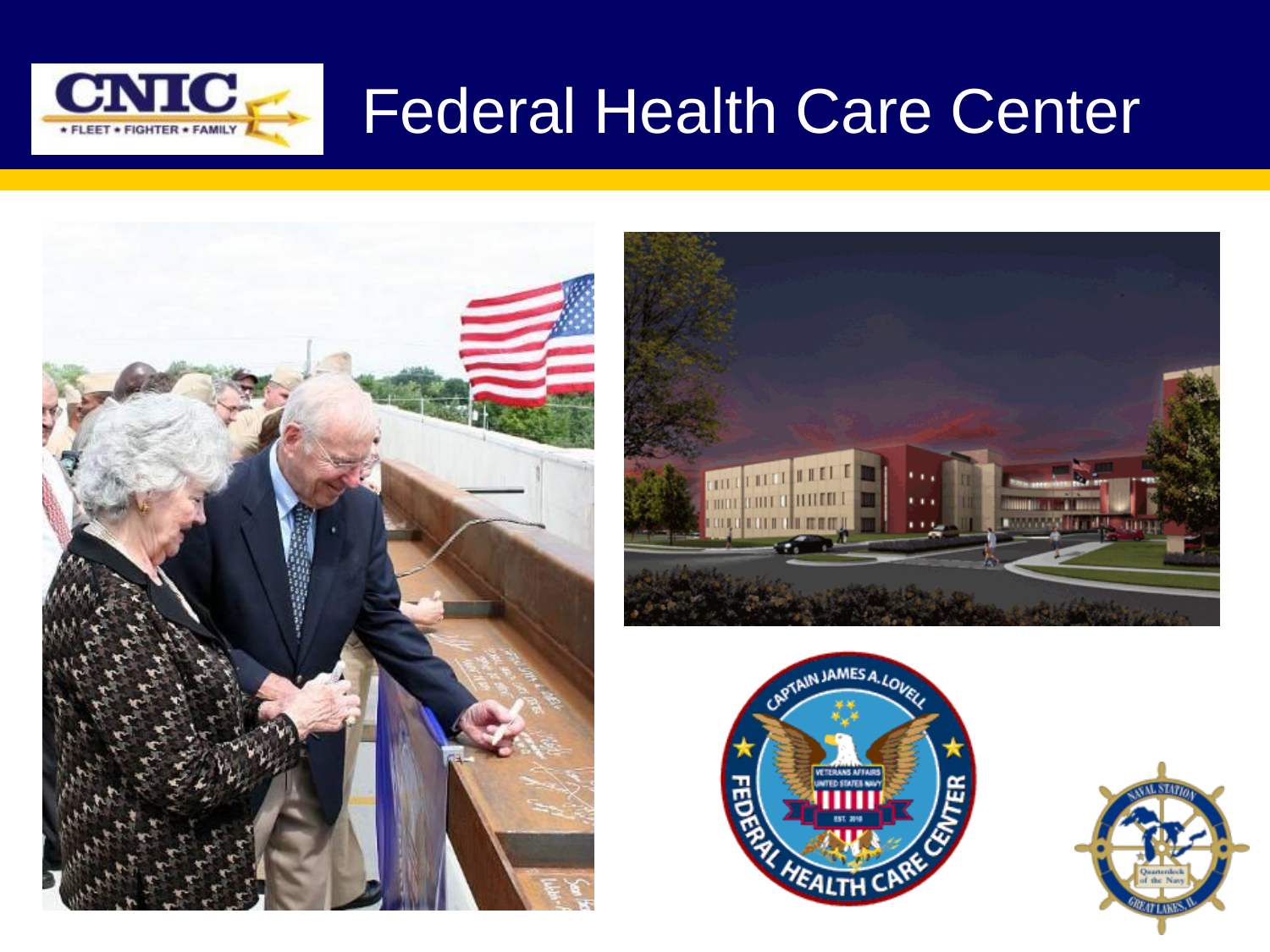# Federal Health Care Center